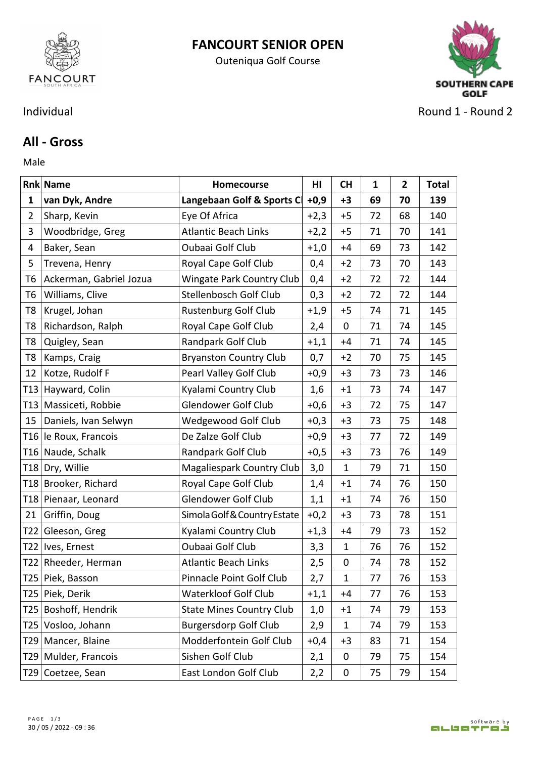# FANCOURT SENIOR OPEN

Outeniqua Golf Course

Individual

Round 1 - Round 2

## All - Gross

Male

| Rnk | Name | Homecourse | HI | CH | 1 | 2 | Total |
|---|---|---|---|---|---|---|---|
| **1** | **van Dyk, Andre** | **Langebaan Golf & Sports C** | **+0,9** | **+3** | **69** | **70** | **139** |
| 2 | Sharp, Kevin | Eye Of Africa | +2,3 | +5 | 72 | 68 | 140 |
| 3 | Woodbridge, Greg | Atlantic Beach Links | +2,2 | +5 | 71 | 70 | 141 |
| 4 | Baker, Sean | Oubaai Golf Club | +1,0 | +4 | 69 | 73 | 142 |
| 5 | Trevena, Henry | Royal Cape Golf Club | 0,4 | +2 | 73 | 70 | 143 |
| T6 | Ackerman, Gabriel Jozua | Wingate Park Country Club | 0,4 | +2 | 72 | 72 | 144 |
| T6 | Williams, Clive | Stellenbosch Golf Club | 0,3 | +2 | 72 | 72 | 144 |
| T8 | Krugel, Johan | Rustenburg Golf Club | +1,9 | +5 | 74 | 71 | 145 |
| T8 | Richardson, Ralph | Royal Cape Golf Club | 2,4 | 0 | 71 | 74 | 145 |
| T8 | Quigley, Sean | Randpark Golf Club | +1,1 | +4 | 71 | 74 | 145 |
| T8 | Kamps, Craig | Bryanston Country Club | 0,7 | +2 | 70 | 75 | 145 |
| 12 | Kotze, Rudolf F | Pearl Valley Golf Club | +0,9 | +3 | 73 | 73 | 146 |
| T13 | Hayward, Colin | Kyalami Country Club | 1,6 | +1 | 73 | 74 | 147 |
| T13 | Massiceti, Robbie | Glendower Golf Club | +0,6 | +3 | 72 | 75 | 147 |
| 15 | Daniels, Ivan Selwyn | Wedgewood Golf Club | +0,3 | +3 | 73 | 75 | 148 |
| T16 | le Roux, Francois | De Zalze Golf Club | +0,9 | +3 | 77 | 72 | 149 |
| T16 | Naude, Schalk | Randpark Golf Club | +0,5 | +3 | 73 | 76 | 149 |
| T18 | Dry, Willie | Magaliespark Country Club | 3,0 | 1 | 79 | 71 | 150 |
| T18 | Brooker, Richard | Royal Cape Golf Club | 1,4 | +1 | 74 | 76 | 150 |
| T18 | Pienaar, Leonard | Glendower Golf Club | 1,1 | +1 | 74 | 76 | 150 |
| 21 | Griffin, Doug | Simola Golf & Country Estate | +0,2 | +3 | 73 | 78 | 151 |
| T22 | Gleeson, Greg | Kyalami Country Club | +1,3 | +4 | 79 | 73 | 152 |
| T22 | Ives, Ernest | Oubaai Golf Club | 3,3 | 1 | 76 | 76 | 152 |
| T22 | Rheeder, Herman | Atlantic Beach Links | 2,5 | 0 | 74 | 78 | 152 |
| T25 | Piek, Basson | Pinnacle Point Golf Club | 2,7 | 1 | 77 | 76 | 153 |
| T25 | Piek, Derik | Waterkloof Golf Club | +1,1 | +4 | 77 | 76 | 153 |
| T25 | Boshoff, Hendrik | State Mines Country Club | 1,0 | +1 | 74 | 79 | 153 |
| T25 | Vosloo, Johann | Burgersdorp Golf Club | 2,9 | 1 | 74 | 79 | 153 |
| T29 | Mancer, Blaine | Modderfontein Golf Club | +0,4 | +3 | 83 | 71 | 154 |
| T29 | Mulder, Francois | Sishen Golf Club | 2,1 | 0 | 79 | 75 | 154 |
| T29 | Coetzee, Sean | East London Golf Club | 2,2 | 0 | 75 | 79 | 154 |

30 / 05 / 2022 - 09 : 36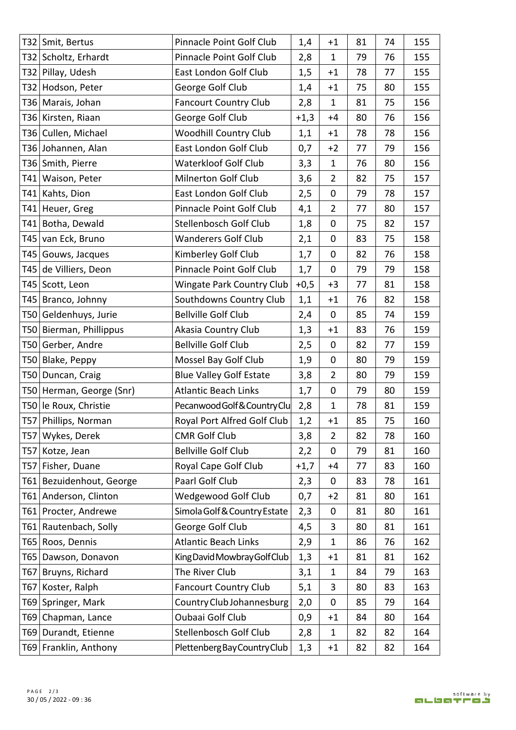| | | | | | | | |
|---|---|---|---|---|---|---|---|
| T32 | Smit, Bertus | Pinnacle Point Golf Club | 1,4 | +1 | 81 | 74 | 155 |
| T32 | Scholtz, Erhardt | Pinnacle Point Golf Club | 2,8 | 1 | 79 | 76 | 155 |
| T32 | Pillay, Udesh | East London Golf Club | 1,5 | +1 | 78 | 77 | 155 |
| T32 | Hodson, Peter | George Golf Club | 1,4 | +1 | 75 | 80 | 155 |
| T36 | Marais, Johan | Fancourt Country Club | 2,8 | 1 | 81 | 75 | 156 |
| T36 | Kirsten, Riaan | George Golf Club | +1,3 | +4 | 80 | 76 | 156 |
| T36 | Cullen, Michael | Woodhill Country Club | 1,1 | +1 | 78 | 78 | 156 |
| T36 | Johannen, Alan | East London Golf Club | 0,7 | +2 | 77 | 79 | 156 |
| T36 | Smith, Pierre | Waterkloof Golf Club | 3,3 | 1 | 76 | 80 | 156 |
| T41 | Waison, Peter | Milnerton Golf Club | 3,6 | 2 | 82 | 75 | 157 |
| T41 | Kahts, Dion | East London Golf Club | 2,5 | 0 | 79 | 78 | 157 |
| T41 | Heuer, Greg | Pinnacle Point Golf Club | 4,1 | 2 | 77 | 80 | 157 |
| T41 | Botha, Dewald | Stellenbosch Golf Club | 1,8 | 0 | 75 | 82 | 157 |
| T45 | van Eck, Bruno | Wanderers Golf Club | 2,1 | 0 | 83 | 75 | 158 |
| T45 | Gouws, Jacques | Kimberley Golf Club | 1,7 | 0 | 82 | 76 | 158 |
| T45 | de Villiers, Deon | Pinnacle Point Golf Club | 1,7 | 0 | 79 | 79 | 158 |
| T45 | Scott, Leon | Wingate Park Country Club | +0,5 | +3 | 77 | 81 | 158 |
| T45 | Branco, Johnny | Southdowns Country Club | 1,1 | +1 | 76 | 82 | 158 |
| T50 | Geldenhuys, Jurie | Bellville Golf Club | 2,4 | 0 | 85 | 74 | 159 |
| T50 | Bierman, Phillippus | Akasia Country Club | 1,3 | +1 | 83 | 76 | 159 |
| T50 | Gerber, Andre | Bellville Golf Club | 2,5 | 0 | 82 | 77 | 159 |
| T50 | Blake, Peppy | Mossel Bay Golf Club | 1,9 | 0 | 80 | 79 | 159 |
| T50 | Duncan, Craig | Blue Valley Golf Estate | 3,8 | 2 | 80 | 79 | 159 |
| T50 | Herman, George (Snr) | Atlantic Beach Links | 1,7 | 0 | 79 | 80 | 159 |
| T50 | le Roux, Christie | Pecanwood Golf & Country Clu | 2,8 | 1 | 78 | 81 | 159 |
| T57 | Phillips, Norman | Royal Port Alfred Golf Club | 1,2 | +1 | 85 | 75 | 160 |
| T57 | Wykes, Derek | CMR Golf Club | 3,8 | 2 | 82 | 78 | 160 |
| T57 | Kotze, Jean | Bellville Golf Club | 2,2 | 0 | 79 | 81 | 160 |
| T57 | Fisher, Duane | Royal Cape Golf Club | +1,7 | +4 | 77 | 83 | 160 |
| T61 | Bezuidenhout, George | Paarl Golf Club | 2,3 | 0 | 83 | 78 | 161 |
| T61 | Anderson, Clinton | Wedgewood Golf Club | 0,7 | +2 | 81 | 80 | 161 |
| T61 | Procter, Andrewe | Simola Golf & Country Estate | 2,3 | 0 | 81 | 80 | 161 |
| T61 | Rautenbach, Solly | George Golf Club | 4,5 | 3 | 80 | 81 | 161 |
| T65 | Roos, Dennis | Atlantic Beach Links | 2,9 | 1 | 86 | 76 | 162 |
| T65 | Dawson, Donavon | King David Mowbray Golf Club | 1,3 | +1 | 81 | 81 | 162 |
| T67 | Bruyns, Richard | The River Club | 3,1 | 1 | 84 | 79 | 163 |
| T67 | Koster, Ralph | Fancourt Country Club | 5,1 | 3 | 80 | 83 | 163 |
| T69 | Springer, Mark | Country Club Johannesburg | 2,0 | 0 | 85 | 79 | 164 |
| T69 | Chapman, Lance | Oubaai Golf Club | 0,9 | +1 | 84 | 80 | 164 |
| T69 | Durandt, Etienne | Stellenbosch Golf Club | 2,8 | 1 | 82 | 82 | 164 |
| T69 | Franklin, Anthony | Plettenberg Bay Country Club | 1,3 | +1 | 82 | 82 | 164 |

30 / 05 / 2022 - 09 : 36

software by albatros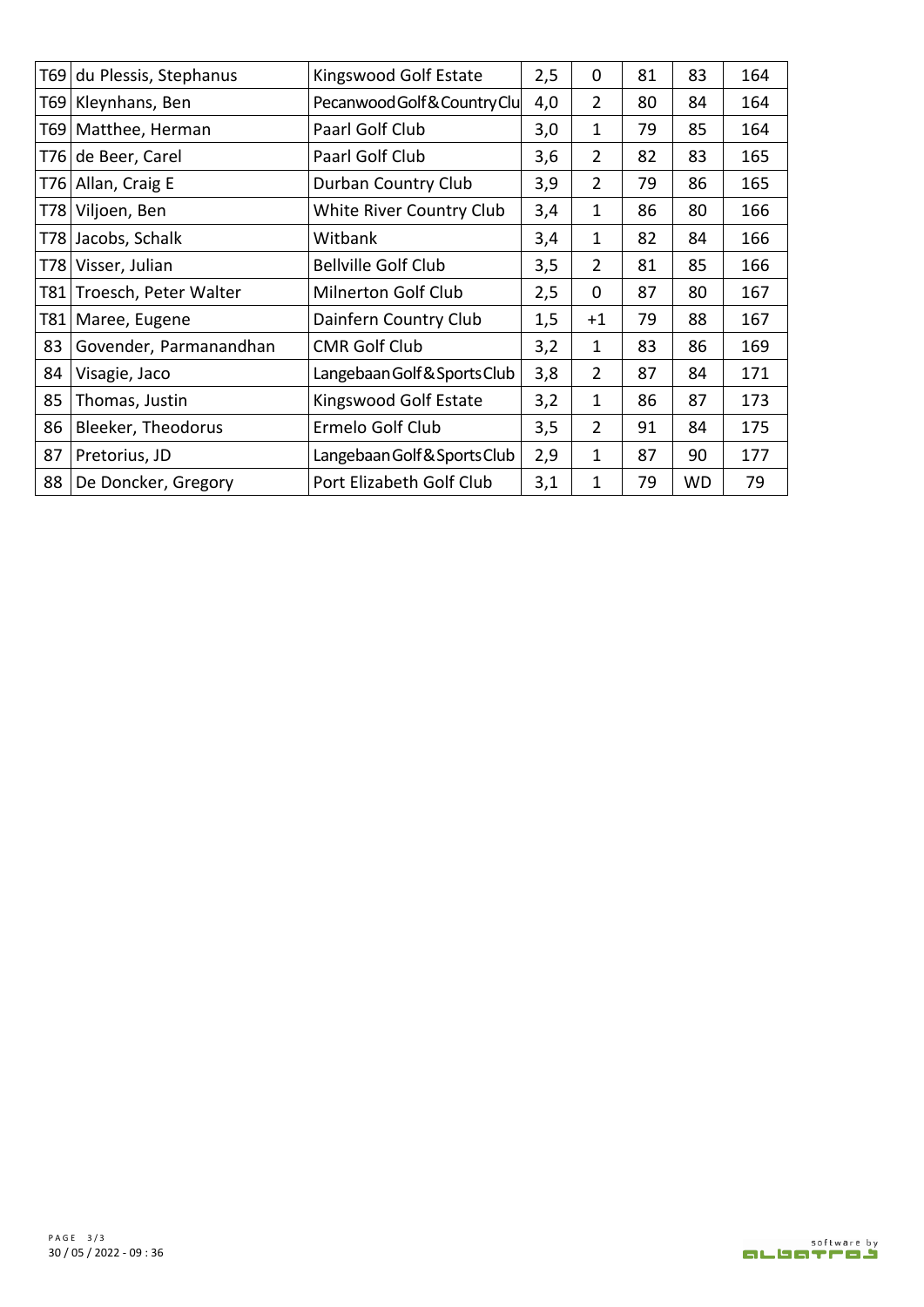| | | | | | | | |
|---|---|---|---|---|---|---|---|
| T69 | du Plessis, Stephanus | Kingswood Golf Estate | 2,5 | 0 | 81 | 83 | 164 |
| T69 | Kleynhans, Ben | Pecanwood Golf & Country Clu | 4,0 | 2 | 80 | 84 | 164 |
| T69 | Matthee, Herman | Paarl Golf Club | 3,0 | 1 | 79 | 85 | 164 |
| T76 | de Beer, Carel | Paarl Golf Club | 3,6 | 2 | 82 | 83 | 165 |
| T76 | Allan, Craig E | Durban Country Club | 3,9 | 2 | 79 | 86 | 165 |
| T78 | Viljoen, Ben | White River Country Club | 3,4 | 1 | 86 | 80 | 166 |
| T78 | Jacobs, Schalk | Witbank | 3,4 | 1 | 82 | 84 | 166 |
| T78 | Visser, Julian | Bellville Golf Club | 3,5 | 2 | 81 | 85 | 166 |
| T81 | Troesch, Peter Walter | Milnerton Golf Club | 2,5 | 0 | 87 | 80 | 167 |
| T81 | Maree, Eugene | Dainfern Country Club | 1,5 | +1 | 79 | 88 | 167 |
| 83 | Govender, Parmanandhan | CMR Golf Club | 3,2 | 1 | 83 | 86 | 169 |
| 84 | Visagie, Jaco | Langebaan Golf & Sports Club | 3,8 | 2 | 87 | 84 | 171 |
| 85 | Thomas, Justin | Kingswood Golf Estate | 3,2 | 1 | 86 | 87 | 173 |
| 86 | Bleeker, Theodorus | Ermelo Golf Club | 3,5 | 2 | 91 | 84 | 175 |
| 87 | Pretorius, JD | Langebaan Golf & Sports Club | 2,9 | 1 | 87 | 90 | 177 |
| 88 | De Doncker, Gregory | Port Elizabeth Golf Club | 3,1 | 1 | 79 | WD | 79 |

30 / 05 / 2022 - 09 : 36

software by albatros